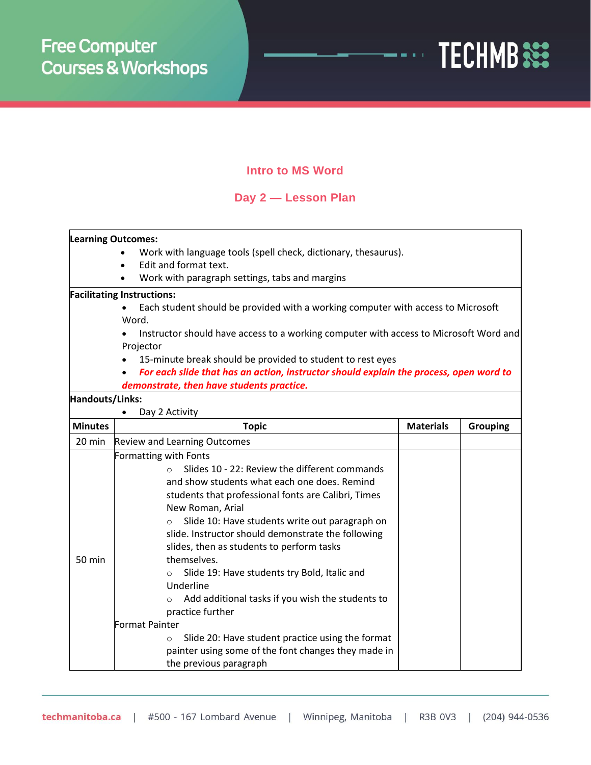## Intro to MS Word

## Day 2 — Lesson Plan

**Learning Outcomes:**

- Work with language tools (spell check, dictionary, thesaurus).
- Edit and format text.
- Work with paragraph settings, tabs and margins

**Facilitating Instructions:**

- Each student should be provided with a working computer with access to Microsoft Word.
- Instructor should have access to a working computer with access to Microsoft Word and Projector
- 15-minute break should be provided to student to rest eyes
- ***For each slide that has an action, instructor should explain the process, open word to demonstrate, then have students practice.***

**Handouts/Links:**

- Day 2 Activity

| Minutes | Topic | Materials | Grouping |
|---|---|---|---|
| 20 min | Review and Learning Outcomes | | |
| 50 min | Formatting with Fonts<br>○ Slides 10 - 22: Review the different commands and show students what each one does. Remind students that professional fonts are Calibri, Times New Roman, Arial<br>○ Slide 10: Have students write out paragraph on slide. Instructor should demonstrate the following slides, then as students to perform tasks themselves.<br>○ Slide 19: Have students try Bold, Italic and Underline<br>○ Add additional tasks if you wish the students to practice further<br>Format Painter<br>○ Slide 20: Have student practice using the format painter using some of the font changes they made in the previous paragraph | | |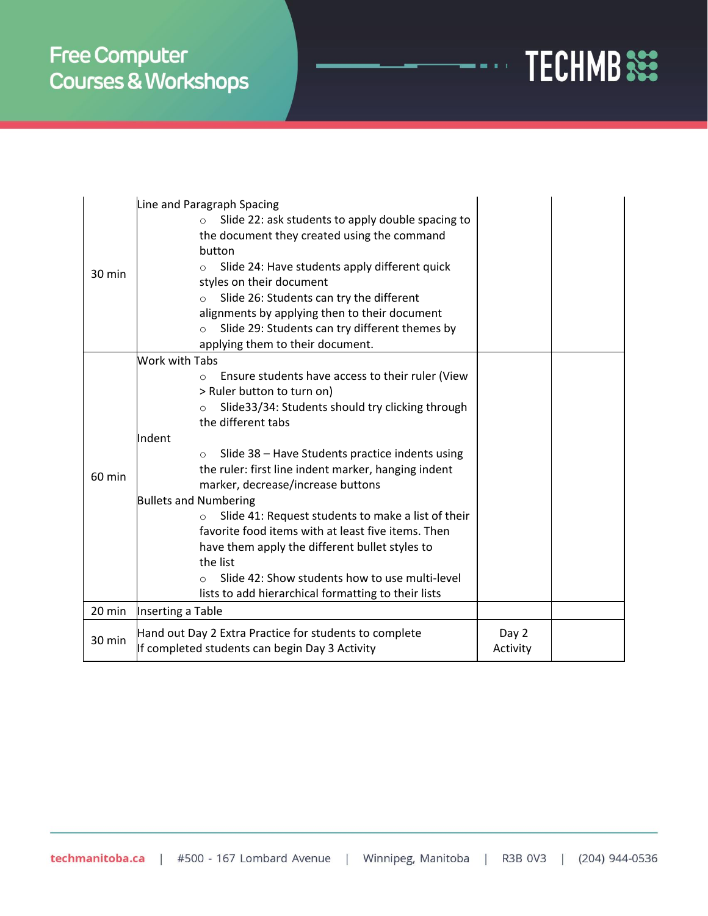| | | | |
|---|---|---|---|
| 30 min | Line and Paragraph Spacing<br>○ Slide 22: ask students to apply double spacing to the document they created using the command button<br>○ Slide 24: Have students apply different quick styles on their document<br>○ Slide 26: Students can try the different alignments by applying then to their document<br>○ Slide 29: Students can try different themes by applying them to their document. | | |
| 60 min | Work with Tabs<br>○ Ensure students have access to their ruler (View > Ruler button to turn on)<br>○ Slide33/34: Students should try clicking through the different tabs<br>Indent<br>○ Slide 38 – Have Students practice indents using the ruler: first line indent marker, hanging indent marker, decrease/increase buttons<br>Bullets and Numbering<br>○ Slide 41: Request students to make a list of their favorite food items with at least five items. Then have them apply the different bullet styles to the list<br>○ Slide 42: Show students how to use multi-level lists to add hierarchical formatting to their lists | | |
| 20 min | Inserting a Table | | |
| 30 min | Hand out Day 2 Extra Practice for students to complete<br>If completed students can begin Day 3 Activity | Day 2 Activity | |